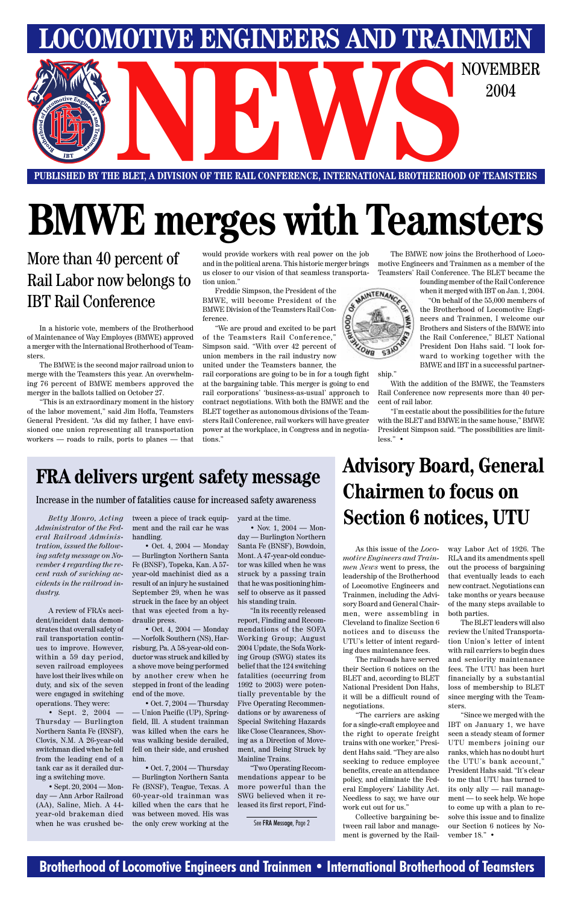# LOCOMOTIVE ENGINEERS AND TRAINMEN NEWS

NOVEMBER 2004

PUBLISHED BY THE BLET, A DIVISION OF THE RAIL CONFERENCE, INTERNATIONAL BROTHERHOOD OF TEAMSTERS

# BMWE merges with Teamsters

## More than 40 percent of Rail Labor now belongs to IBT Rail Conference

In a historic vote, members of the Brotherhood of Maintenance of Way Employes (BMWE) approved a merger with the International Brotherhood of Teamsters.

The BMWE is the second major railroad union to merge with the Teamsters this year. An overwhelming 76 percent of BMWE members approved the merger in the ballots tallied on October 27.

"This is an extraordinary moment in the history of the labor movement," said Jim Hoffa, Teamsters General President. "As did my father, I have envisioned one union representing all transportation workers — roads to rails, ports to planes — that would provide workers with real power on the job and in the political arena. This historic merger brings us closer to our vision of that seamless transportation union."

Freddie Simpson, the President of the BMWE, will become President of the BMWE Division of the Teamsters Rail Conference.

"We are proud and excited to be part of the Teamsters Rail Conference," Simpson said. "With over 42 percent of union members in the rail industry now united under the Teamsters banner, the rail corporations are going to be in for a tough fight at the bargaining table. This merger is going to end rail corporations' 'business-as-usual' approach to contract negotiations. With both the BMWE and the BLET together as autonomous divisions of the Teamsters Rail Conference, rail workers will have greater power at the workplace, in Congress and in negotiations."

The BMWE now joins the Brotherhood of Locomotive Engineers and Trainmen as a member of the Teamsters' Rail Conference. The BLET became the founding member of the Rail Conference when it merged with IBT on Jan. 1, 2004.

"On behalf of the 55,000 members of the Brotherhood of Locomotive Engineers and Trainmen, I welcome our Brothers and Sisters of the BMWE into the Rail Conference," BLET National President Don Hahs said. "I look forward to working together with the BMWE and IBT in a successful partnership."

With the addition of the BMWE, the Teamsters Rail Conference now represents more than 40 percent of rail labor.

"I'm ecstatic about the possibilities for the future with the BLET and BMWE in the same house," BMWE President Simpson said. "The possibilities are limitless." •

## FRA delivers urgent safety message

### Increase in the number of fatalities cause for increased safety awareness

*Betty Monro, Acting Administrator of the Federal Railroad Administration, issued the following safety message on November 4 regarding the recent rash of swiching accidents in the railroad industry.*

A review of FRA's accident/incident data demonstrates that overall safety of rail transportation continues to improve. However, within a 59 day period, seven railroad employees have lost their lives while on duty, and six of the seven were engaged in switching operations. They were:

• Sept. 2, 2004 — Thursday — Burlington Northern Santa Fe (BNSF), Clovis, N.M. A 26-year-old switchman died when he fell from the leading end of a tank car as it derailed during a switching move.

• Sept. 20, 2004 — Monday — Ann Arbor Railroad (AA), Saline, Mich. A 44-year-old brakeman died when he was crushed between a piece of track equipment and the rail car he was handling.

• Oct. 4, 2004 — Monday — Burlington Northern Santa Fe (BNSF), Topeka, Kan. A 57-year-old machinist died as a result of an injury he sustained September 29, when he was struck in the face by an object that was ejected from a hydraulic press.

• Oct. 4, 2004 — Monday — Norfolk Southern (NS), Harrisburg, Pa. A 58-year-old conductor was struck and killed by a shove move being performed by another crew when he stepped in front of the leading end of the move.

• Oct. 7, 2004 — Thursday — Union Pacific (UP), Springfield, Ill. A student trainman was killed when the cars he was walking beside derailed, fell on their side, and crushed him.

• Oct. 7, 2004 — Thursday — Burlington Northern Santa Fe (BNSF), Teague, Texas. A 60-year-old trainman was killed when the cars that he was between moved. His was the only crew working at the yard at the time.

• Nov. 1, 2004 — Monday — Burlington Northern Santa Fe (BNSF), Bowdoin, Mont. A 47-year-old conductor was killed when he was struck by a passing train that he was positioning himself to observe as it passed his standing train.

"In its recently released report, Finding and Recommendations of the SOFA Working Group; August 2004 Update, the Sofa Working Group (SWG) states its belief that the 124 switching fatalities (occurring from 1992 to 2003) were potentially preventable by the Five Operating Recommendations or by awareness of Special Switching Hazards like Close Clearances, Shoving as a Direction of Movement, and Being Struck by Mainline Trains.

"Two Operating Recommendations appear to be more powerful than the SWG believed when it released its first report, Find-

See **FRA Message**, Page 2

## Advisory Board, General Chairmen to focus on Section 6 notices, UTU

As this issue of the *Locomotive Engineers and Trainmen News* went to press, the leadership of the Brotherhood of Locomotive Engineers and Trainmen, including the Advisory Board and General Chairmen, were assembling in Cleveland to finalize Section 6 notices and to discuss the UTU's letter of intent regarding dues maintenance fees.

The railroads have served their Section 6 notices on the BLET and, according to BLET National President Don Hahs, it will be a difficult round of negotiations.

"The carriers are asking for a single-craft employee and the right to operate freight trains with one worker," President Hahs said. "They are also seeking to reduce employee benefits, create an attendance policy, and eliminate the Federal Employers' Liability Act. Needless to say, we have our work cut out for us."

Collective bargaining between rail labor and management is governed by the Railway Labor Act of 1926. The RLA and its amendments spell out the process of bargaining that eventually leads to each new contract. Negotiations can take months or years because of the many steps available to both parties.

The BLET leaders will also review the United Transportation Union's letter of intent with rail carriers to begin dues and seniority maintenance fees. The UTU has been hurt financially by a substantial loss of membership to BLET since merging with the Teamsters.

"Since we merged with the IBT on January 1, we have seen a steady steam of former UTU members joining our ranks, which has no doubt hurt the UTU's bank account," President Hahs said. "It's clear to me that UTU has turned to its only ally — rail management — to seek help. We hope to come up with a plan to resolve this issue and to finalize our Section 6 notices by November 18." •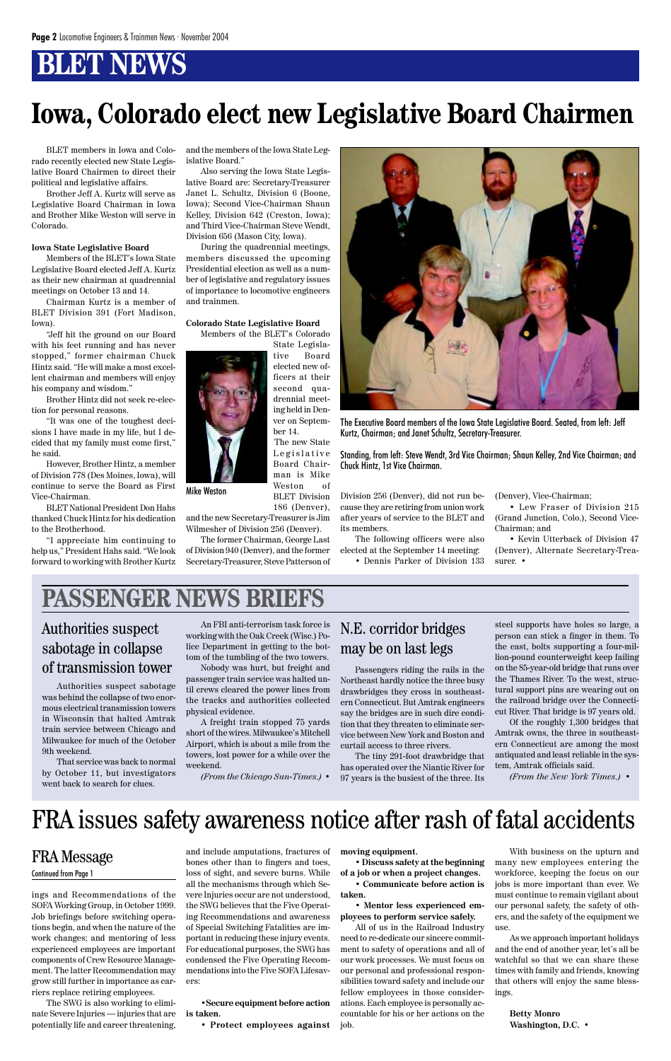# BLET NEWS

# Iowa, Colorado elect new Legislative Board Chairmen

BLET members in Iowa and Colorado recently elected new State Legislative Board Chairmen to direct their political and legislative affairs.

Brother Jeff A. Kurtz will serve as Legislative Board Chairman in Iowa and Brother Mike Weston will serve in Colorado.

**Iowa State Legislative Board**

Members of the BLET's Iowa State Legislative Board elected Jeff A. Kurtz as their new chairman at quadrennial meetings on October 13 and 14.

Chairman Kurtz is a member of BLET Division 391 (Fort Madison, Iowa).

"Jeff hit the ground on our Board with his feet running and has never stopped," former chairman Chuck Hintz said. "He will make a most excellent chairman and members will enjoy his company and wisdom."

Brother Hintz did not seek re-election for personal reasons.

"It was one of the toughest decisions I have made in my life, but I decided that my family must come first," he said.

However, Brother Hintz, a member of Division 778 (Des Moines, Iowa), will continue to serve the Board as First Vice-Chairman.

BLET National President Don Hahs thanked Chuck Hintz for his dedication to the Brotherhood.

"I appreciate him continuing to help us," President Hahs said. "We look forward to working with Brother Kurtz and the members of the Iowa State Legislative Board."

Also serving the Iowa State Legislative Board are: Secretary-Treasurer Janet L. Schultz, Division 6 (Boone, Iowa); Second Vice-Chairman Shaun Kelley, Division 642 (Creston, Iowa); and Third Vice-Chairman Steve Wendt, Division 656 (Mason City, Iowa).

During the quadrennial meetings, members discussed the upcoming Presidential election as well as a number of legislative and regulatory issues of importance to locomotive engineers and trainmen.

**Colorado State Legislative Board**

Members of the BLET's Colorado State Legislative Board elected new officers at their second quadrennial meeting held in Denver on September 14.

Mike Weston

The new State Legislative Board Chairman is Mike Weston of BLET Division 186 (Denver), and the new Secretary-Treasurer is Jim Wilmesher of Division 256 (Denver).

The former Chairman, George Last of Division 940 (Denver), and the former Secretary-Treasurer, Steve Patterson of Division 256 (Denver), did not run because they are retiring from union work after years of service to the BLET and its members.

The following officers were also elected at the September 14 meeting:

- Dennis Parker of Division 133 (Denver), Vice-Chairman;
- Lew Fraser of Division 215 (Grand Junction, Colo.), Second Vice-Chairman; and
- Kevin Utterback of Division 47 (Denver), Alternate Secretary-Treasurer. •

The Executive Board members of the Iowa State Legislative Board. Seated, from left: Jeff Kurtz, Chairman; and Janet Schultz, Secretary-Treasurer.

Standing, from left: Steve Wendt, 3rd Vice Chairman; Shaun Kelley, 2nd Vice Chairman; and Chuck Hintz, 1st Vice Chairman.

# PASSENGER NEWS BRIEFS

## Authorities suspect sabotage in collapse of transmission tower

Authorities suspect sabotage was behind the collapse of two enormous electrical transmission towers in Wisconsin that halted Amtrak train service between Chicago and Milwaukee for much of the October 9th weekend.

That service was back to normal by October 11, but investigators went back to search for clues.

An FBI anti-terrorism task force is working with the Oak Creek (Wisc.) Police Department in getting to the bottom of the tumbling of the two towers.

Nobody was hurt, but freight and passenger train service was halted until crews cleared the power lines from the tracks and authorities collected physical evidence.

A freight train stopped 75 yards short of the wires. Milwaukee's Mitchell Airport, which is about a mile from the towers, lost power for a while over the weekend.

*(From the Chicago Sun-Times.)* •

## N.E. corridor bridges may be on last legs

Passengers riding the rails in the Northeast hardly notice the three busy drawbridges they cross in southeastern Connecticut. But Amtrak engineers say the bridges are in such dire condition that they threaten to eliminate service between New York and Boston and curtail access to three rivers.

The tiny 291-foot drawbridge that has operated over the Niantic River for 97 years is the busiest of the three. Its steel supports have holes so large, a person can stick a finger in them. To the east, bolts supporting a four-million-pound counterweight keep failing on the 85-year-old bridge that runs over the Thames River. To the west, structural support pins are wearing out on the railroad bridge over the Connecticut River. That bridge is 97 years old.

Of the roughly 1,300 bridges that Amtrak owns, the three in southeastern Connecticut are among the most antiquated and least reliable in the system, Amtrak officials said.

*(From the New York Times.)* •

# FRA issues safety awareness notice after rash of fatal accidents

## FRA Message

Continued from Page 1

ings and Recommendations of the SOFA Working Group, in October 1999. Job briefings before switching operations begin, and when the nature of the work changes; and mentoring of less experienced employees are important components of Crew Resource Management. The latter Recommendation may grow still further in importance as carriers replace retiring employees.

The SWG is also working to eliminate Severe Injuries — injuries that are potentially life and career threatening, and include amputations, fractures of bones other than to fingers and toes, loss of sight, and severe burns. While all the mechanisms through which Severe Injuries occur are not understood, the SWG believes that the Five Operating Recommendations and awareness of Special Switching Fatalities are important in reducing these injury events. For educational purposes, the SWG has condensed the Five Operating Recommendations into the Five SOFA Lifesavers:

- **Secure equipment before action is taken.**
- **Protect employees against moving equipment.**
- **Discuss safety at the beginning of a job or when a project changes.**
- **Communicate before action is taken.**
- **Mentor less experienced employees to perform service safely.**

All of us in the Railroad Industry need to re-dedicate our sincere commitment to safety of operations and all of our work processes. We must focus on our personal and professional responsibilities toward safety and include our fellow employees in those considerations. Each employee is personally accountable for his or her actions on the job.

With business on the upturn and many new employees entering the workforce, keeping the focus on our jobs is more important than ever. We must continue to remain vigilant about our personal safety, the safety of others, and the safety of the equipment we use.

As we approach important holidays and the end of another year, let's all be watchful so that we can share these times with family and friends, knowing that others will enjoy the same blessings.

**Betty Monro**
**Washington, D.C.** •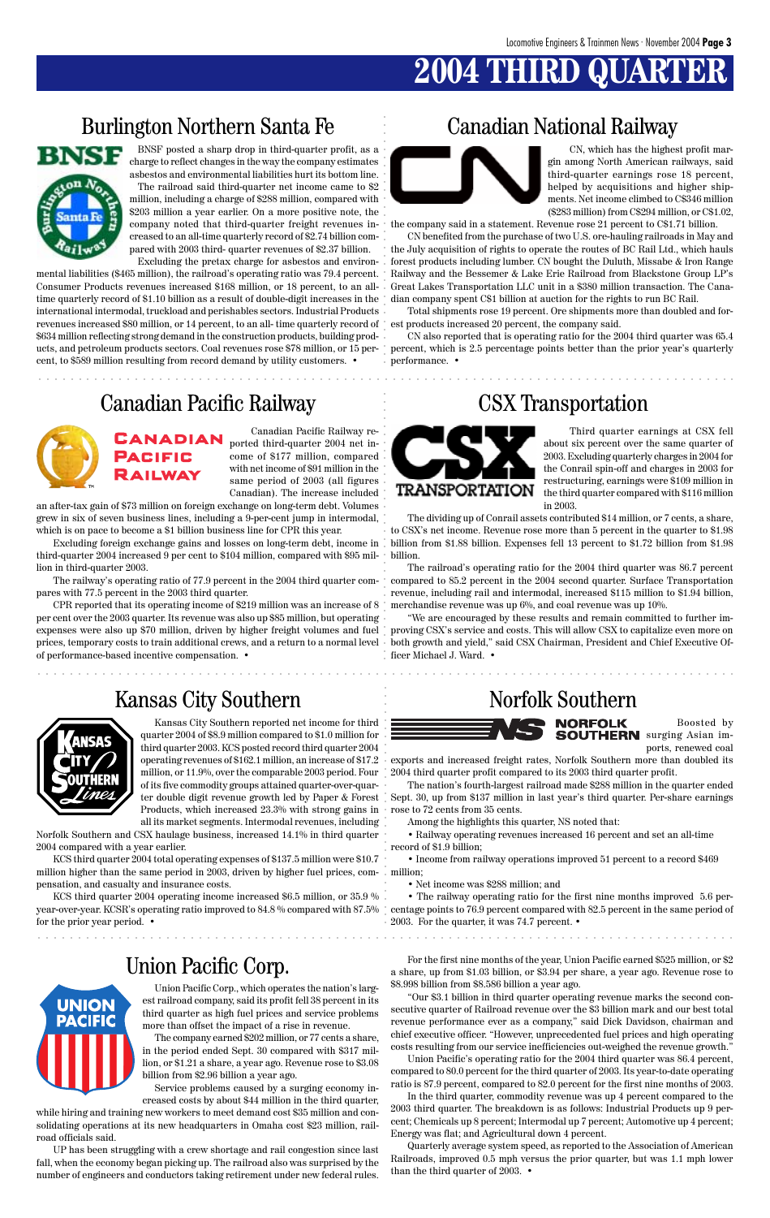# 2004 THIRD QUARTER

## Burlington Northern Santa Fe

BNSF posted a sharp drop in third-quarter profit, as a charge to reflect changes in the way the company estimates asbestos and environmental liabilities hurt its bottom line.

The railroad said third-quarter net income came to $2 million, including a charge of $288 million, compared with $203 million a year earlier. On a more positive note, the company noted that third-quarter freight revenues increased to an all-time quarterly record of $2.74 billion compared with 2003 third- quarter revenues of $2.37 billion.

Excluding the pretax charge for asbestos and environmental liabilities ($465 million), the railroad's operating ratio was 79.4 percent. Consumer Products revenues increased $168 million, or 18 percent, to an all-time quarterly record of $1.10 billion as a result of double-digit increases in the international intermodal, truckload and perishables sectors. Industrial Products revenues increased $80 million, or 14 percent, to an all- time quarterly record of $634 million reflecting strong demand in the construction products, building products, and petroleum products sectors. Coal revenues rose $78 million, or 15 percent, to $589 million resulting from record demand by utility customers. •

## Canadian National Railway

CN, which has the highest profit margin among North American railways, said third-quarter earnings rose 18 percent, helped by acquisitions and higher shipments. Net income climbed to C$346 million ($283 million) from C$294 million, or C$1.02, the company said in a statement. Revenue rose 21 percent to C$1.71 billion.

CN benefited from the purchase of two U.S. ore-hauling railroads in May and the July acquisition of rights to operate the routes of BC Rail Ltd., which hauls forest products including lumber. CN bought the Duluth, Missabe & Iron Range Railway and the Bessemer & Lake Erie Railroad from Blackstone Group LP's Great Lakes Transportation LLC unit in a $380 million transaction. The Canadian company spent C$1 billion at auction for the rights to run BC Rail.

Total shipments rose 19 percent. Ore shipments more than doubled and forest products increased 20 percent, the company said.

CN also reported that is operating ratio for the 2004 third quarter was 65.4 percent, which is 2.5 percentage points better than the prior year's quarterly performance. •

## Canadian Pacific Railway

Canadian Pacific Railway reported third-quarter 2004 net income of $177 million, compared with net income of $91 million in the same period of 2003 (all figures Canadian). The increase included an after-tax gain of $73 million on foreign exchange on long-term debt. Volumes grew in six of seven business lines, including a 9-per-cent jump in intermodal, which is on pace to become a $1 billion business line for CPR this year.

Excluding foreign exchange gains and losses on long-term debt, income in third-quarter 2004 increased 9 per cent to $104 million, compared with $95 million in third-quarter 2003.

The railway's operating ratio of 77.9 percent in the 2004 third quarter compares with 77.5 percent in the 2003 third quarter.

CPR reported that its operating income of $219 million was an increase of 8 per cent over the 2003 quarter. Its revenue was also up $85 million, but operating expenses were also up $70 million, driven by higher freight volumes and fuel prices, temporary costs to train additional crews, and a return to a normal level of performance-based incentive compensation. •

## CSX Transportation

Third quarter earnings at CSX fell about six percent over the same quarter of 2003. Excluding quarterly charges in 2004 for the Conrail spin-off and charges in 2003 for restructuring, earnings were $109 million in the third quarter compared with $116 million in 2003.

The dividing up of Conrail assets contributed $14 million, or 7 cents, a share, to CSX's net income. Revenue rose more than 5 percent in the quarter to $1.98 billion from $1.88 billion. Expenses fell 13 percent to $1.72 billion from $1.98 billion.

The railroad's operating ratio for the 2004 third quarter was 86.7 percent compared to 85.2 percent in the 2004 second quarter. Surface Transportation revenue, including rail and intermodal, increased $115 million to $1.94 billion, merchandise revenue was up 6%, and coal revenue was up 10%.

"We are encouraged by these results and remain committed to further improving CSX's service and costs. This will allow CSX to capitalize even more on both growth and yield," said CSX Chairman, President and Chief Executive Officer Michael J. Ward. •

## Kansas City Southern

Kansas City Southern reported net income for third quarter 2004 of $8.9 million compared to $1.0 million for third quarter 2003. KCS posted record third quarter 2004 operating revenues of $162.1 million, an increase of $17.2 million, or 11.9%, over the comparable 2003 period. Four of its five commodity groups attained quarter-over-quarter double digit revenue growth led by Paper & Forest Products, which increased 23.3% with strong gains in all its market segments. Intermodal revenues, including Norfolk Southern and CSX haulage business, increased 14.1% in third quarter 2004 compared with a year earlier.

KCS third quarter 2004 total operating expenses of $137.5 million were $10.7 million higher than the same period in 2003, driven by higher fuel prices, compensation, and casualty and insurance costs.

KCS third quarter 2004 operating income increased $6.5 million, or 35.9 % year-over-year. KCSR's operating ratio improved to 84.8 % compared with 87.5% for the prior year period. •

## Norfolk Southern

Boosted by surging Asian imports, renewed coal exports and increased freight rates, Norfolk Southern more than doubled its 2004 third quarter profit compared to its 2003 third quarter profit.

The nation's fourth-largest railroad made $288 million in the quarter ended Sept. 30, up from $137 million in last year's third quarter. Per-share earnings rose to 72 cents from 35 cents.

Among the highlights this quarter, NS noted that:

- Railway operating revenues increased 16 percent and set an all-time record of $1.9 billion;
- Income from railway operations improved 51 percent to a record $469 million;
- Net income was $288 million; and
- The railway operating ratio for the first nine months improved 5.6 percentage points to 76.9 percent compared with 82.5 percent in the same period of 2003. For the quarter, it was 74.7 percent. •

## Union Pacific Corp.

Union Pacific Corp., which operates the nation's largest railroad company, said its profit fell 38 percent in its third quarter as high fuel prices and service problems more than offset the impact of a rise in revenue.

The company earned $202 million, or 77 cents a share, in the period ended Sept. 30 compared with $317 million, or $1.21 a share, a year ago. Revenue rose to $3.08 billion from $2.96 billion a year ago.

Service problems caused by a surging economy increased costs by about $44 million in the third quarter, while hiring and training new workers to meet demand cost $35 million and consolidating operations at its new headquarters in Omaha cost $23 million, railroad officials said.

UP has been struggling with a crew shortage and rail congestion since last fall, when the economy began picking up. The railroad also was surprised by the number of engineers and conductors taking retirement under new federal rules.

For the first nine months of the year, Union Pacific earned $525 million, or $2 a share, up from $1.03 billion, or $3.94 per share, a year ago. Revenue rose to $8.998 billion from $8.586 billion a year ago.

"Our $3.1 billion in third quarter operating revenue marks the second consecutive quarter of Railroad revenue over the $3 billion mark and our best total revenue performance ever as a company," said Dick Davidson, chairman and chief executive officer. "However, unprecedented fuel prices and high operating costs resulting from our service inefficiencies out-weighed the revenue growth."

Union Pacific's operating ratio for the 2004 third quarter was 86.4 percent, compared to 80.0 percent for the third quarter of 2003. Its year-to-date operating ratio is 87.9 percent, compared to 82.0 percent for the first nine months of 2003.

In the third quarter, commodity revenue was up 4 percent compared to the 2003 third quarter. The breakdown is as follows: Industrial Products up 9 percent; Chemicals up 8 percent; Intermodal up 7 percent; Automotive up 4 percent; Energy was flat; and Agricultural down 4 percent.

Quarterly average system speed, as reported to the Association of American Railroads, improved 0.5 mph versus the prior quarter, but was 1.1 mph lower than the third quarter of 2003. •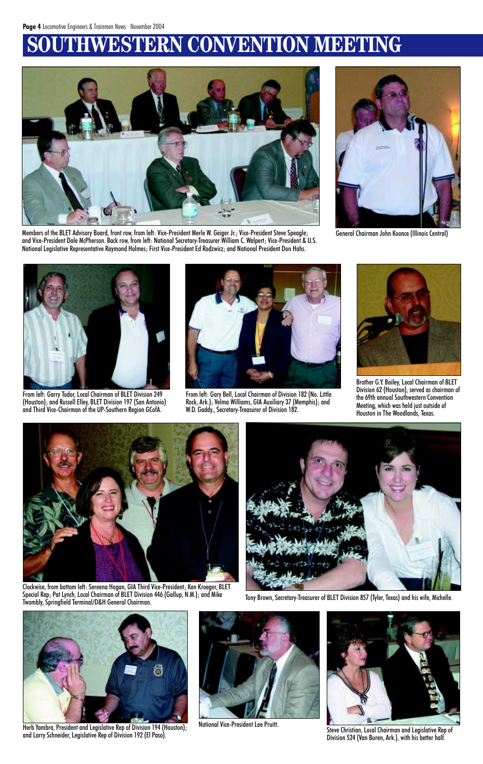# SOUTHWESTERN CONVENTION MEETING

Members of the BLET Advisory Board, front row, from left: Vice-President Merle W. Geiger Jr.; Vice-President Steve Speagle; and Vice-President Dale McPherson. Back row, from left: National Secretary-Treasurer William C. Walpert; Vice-President & U.S. National Legislative Representative Raymond Holmes; First Vice-President Ed Rodzwicz; and National President Don Hahs.

General Chairman John Koonce (Illinois Central)

From left: Garry Tudor, Local Chairman of BLET Division 249 (Houston); and Russell Elley, BLET Division 197 (San Antonio) and Third Vice-Chairman of the UP-Southern Region GCofA.

From left: Gary Bell, Local Chairman of Division 182 (No. Little Rock, Ark.); Velma Williams, GIA Auxiliary 37 (Memphis); and W.D. Gaddy., Secretary-Treasurer of Division 182.

Brother G.Y. Bailey, Local Chairman of BLET Division 62 (Houston), served as chairman of the 69th annual Southwestern Convention Meeting, which was held just outside of Houston in The Woodlands, Texas.

Clockwise, from bottom left: Sereena Hogan, GIA Third Vice-President; Ken Kroeger, BLET Special Rep; Pat Lynch, Local Chairman of BLET Division 446 (Gallup, N.M.); and Mike Twombly, Springfield Terminal/D&H General Chairman.

Tony Brown, Secretary-Treasurer of BLET Division 857 (Tyler, Texas) and his wife, Michelle.

Herb Yambra, President and Legislative Rep of Division 194 (Houston); and Larry Schneider, Legislative Rep of Division 192 (El Paso).

National Vice-President Lee Pruitt.

Steve Christian, Local Chairman and Legislative Rep of Division 524 (Van Buren, Ark.), with his better half.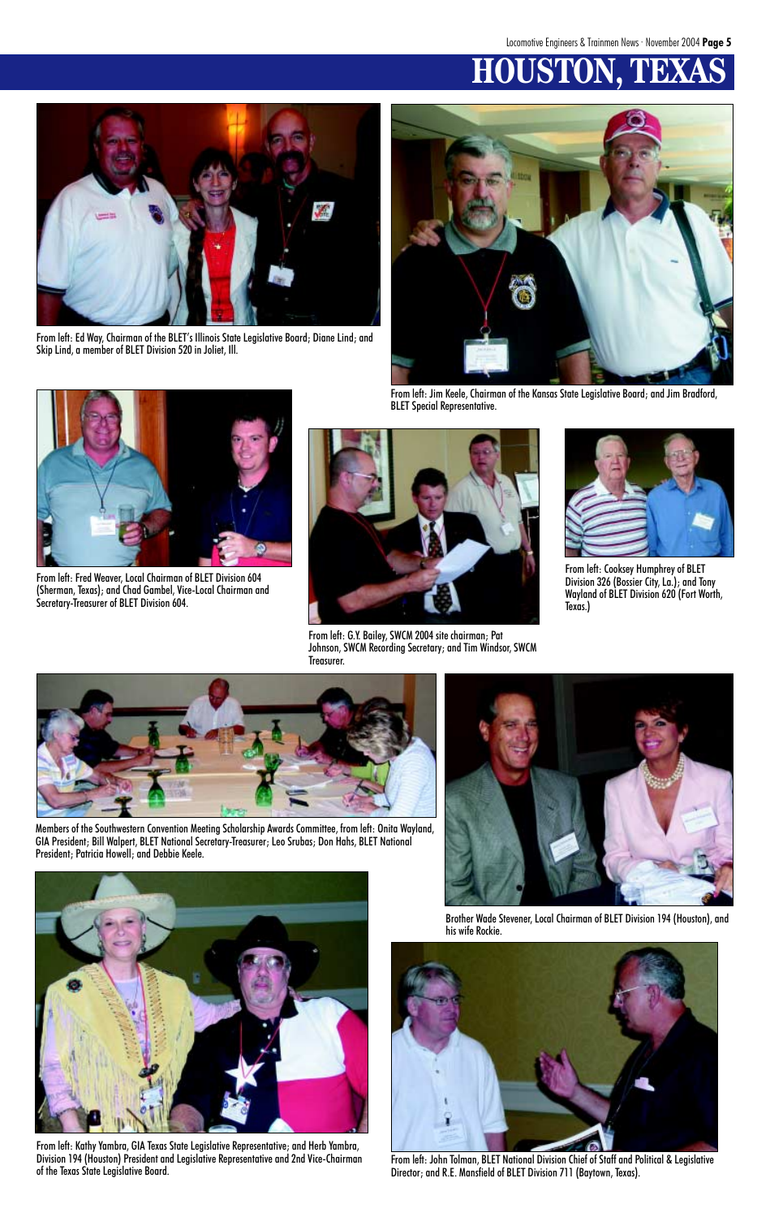# HOUSTON, TEXAS

From left: Ed Way, Chairman of the BLET's Illinois State Legislative Board; Diane Lind; and Skip Lind, a member of BLET Division 520 in Joliet, Ill.

From left: Jim Keele, Chairman of the Kansas State Legislative Board; and Jim Bradford, BLET Special Representative.

From left: Fred Weaver, Local Chairman of BLET Division 604 (Sherman, Texas); and Chad Gambel, Vice-Local Chairman and Secretary-Treasurer of BLET Division 604.

From left: G.Y. Bailey, SWCM 2004 site chairman; Pat Johnson, SWCM Recording Secretary; and Tim Windsor, SWCM Treasurer.

From left: Cooksey Humphrey of BLET Division 326 (Bossier City, La.); and Tony Wayland of BLET Division 620 (Fort Worth, Texas.)

Members of the Southwestern Convention Meeting Scholarship Awards Committee, from left: Onita Wayland, GIA President; Bill Walpert, BLET National Secretary-Treasurer; Leo Srubas; Don Hahs, BLET National President; Patricia Howell; and Debbie Keele.

Brother Wade Stevener, Local Chairman of BLET Division 194 (Houston), and his wife Rockie.

From left: Kathy Yambra, GIA Texas State Legislative Representative; and Herb Yambra, Division 194 (Houston) President and Legislative Representative and 2nd Vice-Chairman of the Texas State Legislative Board.

From left: John Tolman, BLET National Division Chief of Staff and Political & Legislative Director; and R.E. Mansfield of BLET Division 711 (Baytown, Texas).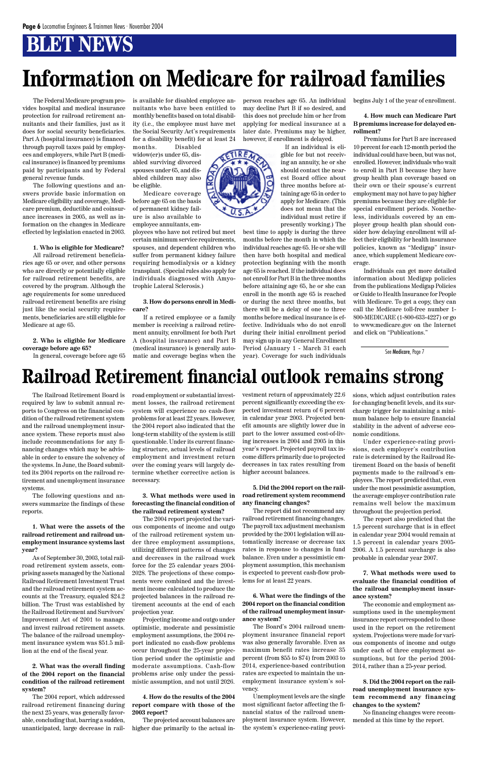# BLET NEWS

# Information on Medicare for railroad families

The Federal Medicare program provides hospital and medical insurance protection for railroad retirement annuitants and their families, just as it does for social security beneficiaries. Part A (hospital insurance) is financed through payroll taxes paid by employees and employers, while Part B (medical insurance) is financed by premiums paid by participants and by Federal general revenue funds.

The following questions and answers provide basic information on Medicare eligibility and coverage, Medicare premium, deductible and coinsurance increases in 2005, as well as information on the changes in Medicare effected by legislation enacted in 2003.

**1. Who is eligible for Medicare?**

All railroad retirement beneficiaries age 65 or over, and other persons who are directly or potentially eligible for railroad retirement benefits, are covered by the program. Although the age requirements for some unreduced railroad retirement benefits are rising just like the social security requirements, beneficiaries are still eligible for Medicare at age 65.

**2. Who is eligible for Medicare coverage before age 65?**

In general, coverage before age 65 is available for disabled employee annuitants who have been entitled to monthly benefits based on total disability (i.e., the employee must have met the Social Security Act's requirements for a disability benefit) for at least 24 months. Disabled widow(er)s under 65, disabled surviving divorced spouses under 65, and disabled children may also be eligible.

Medicare coverage before age 65 on the basis of permanent kidney failure is also available to employee annuitants, employees who have not retired but meet certain minimum service requirements, spouses, and dependent children who suffer from permanent kidney failure requiring hemodialysis or a kidney transplant. (Special rules also apply for individuals diagnosed with Amyotrophic Lateral Sclerosis.)

**3. How do persons enroll in Medicare?**

If a retired employee or a family member is receiving a railroad retirement annuity, enrollment for both Part A (hospital insurance) and Part B (medical insurance) is generally automatic and coverage begins when the person reaches age 65. An individual may decline Part B if so desired, and this does not preclude him or her from applying for medical insurance at a later date. Premiums may be higher, however, if enrollment is delayed.

If an individual is eligible for but not receiving an annuity, he or she should contact the nearest Board office about three months before attaining age 65 in order to apply for Medicare. (This does not mean that the individual must retire if presently working.) The best time to apply is during the three months before the month in which the individual reaches age 65. He or she will then have both hospital and medical protection beginning with the month age 65 is reached. If the individual does not enroll for Part B in the three months before attaining age 65, he or she can enroll in the month age 65 is reached or during the next three months, but there will be a delay of one to three months before medical insurance is effective. Individuals who do not enroll during their initial enrollment period may sign up in any General Enrollment Period (January 1 - March 31 each year). Coverage for such individuals begins July 1 of the year of enrollment.

**4. How much can Medicare Part B premiums increase for delayed enrollment?**

Premiums for Part B are increased 10 percent for each 12-month period the individual could have been, but was not, enrolled. However, individuals who wait to enroll in Part B because they have group health plan coverage based on their own or their spouse's current employment may not have to pay higher premiums because they are eligible for special enrollment periods. Nonetheless, individuals covered by an employer group health plan should consider how delaying enrollment will affect their eligibility for health insurance policies, known as "Medigap" insurance, which supplement Medicare coverage.

Individuals can get more detailed information about Medigap policies from the publications Medigap Policies or Guide to Health Insurance for People with Medicare. To get a copy, they can call the Medicare toll-free number 1-800-MEDICARE (1-800-633-4227) or go to www.medicare.gov on the Internet and click on "Publications."

See Medicare, Page 7

# Railroad Retirement financial outlook remains strong

The Railroad Retirement Board is required by law to submit annual reports to Congress on the financial condition of the railroad retirement system and the railroad unemployment insurance system. These reports must also include recommendations for any financing changes which may be advisable in order to ensure the solvency of the systems. In June, the Board submitted its 2004 reports on the railroad retirement and unemployment insurance systems.

The following questions and answers summarize the findings of these reports.

**1. What were the assets of the railroad retirement and railroad unemployment insurance systems last year?**

As of September 30, 2003, total railroad retirement system assets, comprising assets managed by the National Railroad Retirement Investment Trust and the railroad retirement system accounts at the Treasury, equaled $24.2 billion. The Trust was established by the Railroad Retirement and Survivors' Improvement Act of 2001 to manage and invest railroad retirement assets. The balance of the railroad unemployment insurance system was $51.5 million at the end of the fiscal year.

**2. What was the overall finding of the 2004 report on the financial condition of the railroad retirement system?**

The 2004 report, which addressed railroad retirement financing during the next 25 years, was generally favorable, concluding that, barring a sudden, unanticipated, large decrease in railroad employment or substantial investment losses, the railroad retirement system will experience no cash-flow problems for at least 22 years. However, the 2004 report also indicated that the long-term stability of the system is still questionable. Under its current financing structure, actual levels of railroad employment and investment return over the coming years will largely determine whether corrective action is necessary.

**3. What methods were used in forecasting the financial condition of the railroad retirement system?**

The 2004 report projected the various components of income and outgo of the railroad retirement system under three employment assumptions, utilizing different patterns of changes and decreases in the railroad work force for the 25 calendar years 2004-2028. The projections of these components were combined and the investment income calculated to produce the projected balances in the railroad retirement accounts at the end of each projection year.

Projecting income and outgo under optimistic, moderate and pessimistic employment assumptions, the 2004 report indicated no cash-flow problems occur throughout the 25-year projection period under the optimistic and moderate assumptions. Cash-flow problems arise only under the pessimistic assumption, and not until 2026.

**4. How do the results of the 2004 report compare with those of the 2003 report?**

The projected account balances are higher due primarily to the actual investment return of approximately 22.6 percent significantly exceeding the expected investment return of 6 percent in calendar year 2003. Projected benefit amounts are slightly lower due in part to the lower assumed cost-of-living increases in 2004 and 2005 in this year's report. Projected payroll tax income differs primarily due to projected decreases in tax rates resulting from higher account balances.

**5. Did the 2004 report on the railroad retirement system recommend any financing changes?**

The report did not recommend any railroad retirement financing changes. The payroll tax adjustment mechanism provided by the 2001 legislation will automatically increase or decrease tax rates in response to changes in fund balance. Even under a pessimistic employment assumption, this mechanism is expected to prevent cash-flow problems for at least 22 years.

**6. What were the findings of the 2004 report on the financial condition of the railroad unemployment insurance system?**

The Board's 2004 railroad unemployment insurance financial report was also generally favorable. Even as maximum benefit rates increase 35 percent (from $55 to $74) from 2003 to 2014, experience-based contribution rates are expected to maintain the unemployment insurance system's solvency.

Unemployment levels are the single most significant factor affecting the financial status of the railroad unemployment insurance system. However, the system's experience-rating provisions, which adjust contribution rates for changing benefit levels, and its surcharge trigger for maintaining a minimum balance help to ensure financial stability in the advent of adverse economic conditions.

Under experience-rating provisions, each employer's contribution rate is determined by the Railroad Retirement Board on the basis of benefit payments made to the railroad's employees. The report predicted that, even under the most pessimistic assumption, the average employer contribution rate remains well below the maximum throughout the projection period.

The report also predicted that the 1.5 percent surcharge that is in effect in calendar year 2004 would remain at 1.5 percent in calendar years 2005-2006. A 1.5 percent surcharge is also probable in calendar year 2007.

**7. What methods were used to evaluate the financial condition of the railroad unemployment insurance system?**

The economic and employment assumptions used in the unemployment insurance report corresponded to those used in the report on the retirement system. Projections were made for various components of income and outgo under each of three employment assumptions, but for the period 2004-2014, rather than a 25-year period.

**8. Did the 2004 report on the railroad unemployment insurance system recommend any financing changes to the system?**

No financing changes were recommended at this time by the report.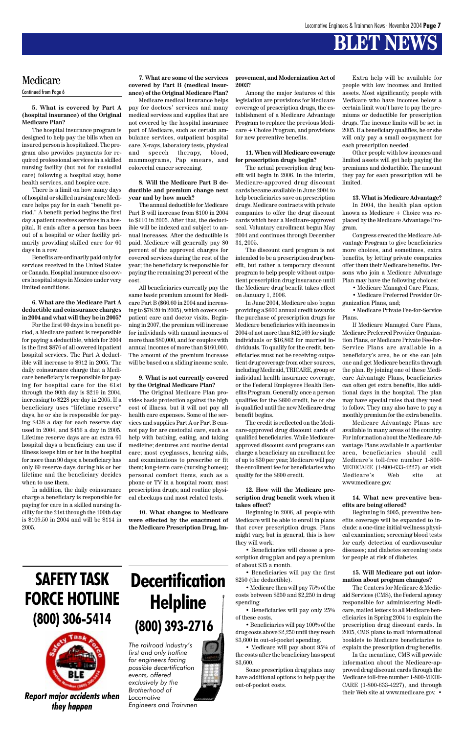# BLET NEWS

## Medicare

Continued from Page 6

**5. What is covered by Part A (hospital insurance) of the Original Medicare Plan?**

The hospital insurance program is designed to help pay the bills when an insured person is hospitalized. The program also provides payments for required professional services in a skilled nursing facility (but not for custodial care) following a hospital stay, home health services, and hospice care.

There is a limit on how many days of hospital or skilled nursing care Medicare helps pay for in each "benefit period." A benefit period begins the first day a patient receives services in a hospital. It ends after a person has been out of a hospital or other facility primarily providing skilled care for 60 days in a row.

Benefits are ordinarily paid only for services received in the United States or Canada. Hospital insurance also covers hospital stays in Mexico under very limited conditions.

**6. What are the Medicare Part A deductible and coinsurance charges in 2004 and what will they be in 2005?**

For the first 60 days in a benefit period, a Medicare patient is responsible for paying a deductible, which for 2004 is the first $876 of all covered inpatient hospital services. The Part A deductible will increase to $912 in 2005. The daily coinsurance charge that a Medicare beneficiary is responsible for paying for hospital care for the 61st through the 90th day is $219 in 2004, increasing to $228 per day in 2005. If a beneficiary uses "lifetime reserve" days, he or she is responsible for paying $438 a day for each reserve day used in 2004, and $456 a day in 2005. Lifetime reserve days are an extra 60 hospital days a beneficiary can use if illness keeps him or her in the hospital for more than 90 days; a beneficiary has only 60 reserve days during his or her lifetime and the beneficiary decides when to use them.

In addition, the daily coinsurance charge a beneficiary is responsible for paying for care in a skilled nursing facility for the 21st through the 100th day is $109.50 in 2004 and will be $114 in 2005.

**7. What are some of the services covered by Part B (medical insurance) of the Original Medicare Plan?**

Medicare medical insurance helps pay for doctors' services and many medical services and supplies that are not covered by the hospital insurance part of Medicare, such as certain ambulance services, outpatient hospital care, X-rays, laboratory tests, physical and speech therapy, blood, mammograms, Pap smears, and colorectal cancer screening.

**8. Will the Medicare Part B deductible and premium change next year and by how much?**

The annual deductible for Medicare Part B will increase from $100 in 2004 to $110 in 2005. After that, the deductible will be indexed and subject to annual increases. After the deductible is paid, Medicare will generally pay 80 percent of the approved charges for covered services during the rest of the year; the beneficiary is responsible for paying the remaining 20 percent of the cost.

All beneficiaries currently pay the same basic premium amount for Medicare Part B ($66.60 in 2004 and increasing to $78.20 in 2005), which covers outpatient care and doctor visits. Beginning in 2007, the premium will increase for individuals with annual incomes of more than $80,000, and for couples with annual incomes of more than $160,000. The amount of the premium increase will be based on a sliding income scale.

**9. What is not currently covered by the Original Medicare Plan?**

The Original Medicare Plan provides basic protection against the high cost of illness, but it will not pay all health care expenses. Some of the services and supplies Part A or Part B cannot pay for are custodial care, such as help with bathing, eating, and taking medicine; dentures and routine dental care; most eyeglasses, hearing aids, and examinations to prescribe or fit them; long-term care (nursing homes); personal comfort items, such as a phone or TV in a hospital room; most prescription drugs; and routine physical checkups and most related tests.

**10. What changes to Medicare were effected by the enactment of the Medicare Prescription Drug, Improvement, and Modernization Act of 2003?**

Among the major features of this legislation are provisions for Medicare coverage of prescription drugs, the establishment of a Medicare Advantage Program to replace the previous Medicare + Choice Program, and provisions for new preventive benefits.

**11. When will Medicare coverage for prescription drugs begin?**

The actual prescription drug benefit will begin in 2006. In the interim, Medicare-approved drug discount cards became available in June 2004 to help beneficiaries save on prescription drugs. Medicare contracts with private companies to offer the drug discount cards which bear a Medicare-approved seal. Voluntary enrollment began May 2004 and continues through December 31, 2005.

The discount card program is not intended to be a prescription drug benefit, but rather a temporary discount program to help people without outpatient prescription drug insurance until the Medicare drug benefit takes effect on January 1, 2006.

In June 2004, Medicare also began providing a $600 annual credit towards the purchase of prescription drugs for Medicare beneficiaries with incomes in 2004 of not more than $12,569 for single individuals or $16,862 for married individuals. To qualify for the credit, beneficiaries must not be receiving outpatient drug coverage from other sources, including Medicaid, TRICARE, group or individual health insurance coverage, or the Federal Employees Health Benefits Program. Generally, once a person qualifies for the $600 credit, he or she is qualified until the new Medicare drug benefit begins.

The credit is reflected on the Medicare-approved drug discount cards of qualified beneficiaries. While Medicare-approved discount card programs can charge a beneficiary an enrollment fee of up to $30 per year, Medicare will pay the enrollment fee for beneficiaries who qualify for the $600 credit.

**12. How will the Medicare prescription drug benefit work when it takes effect?**

Beginning in 2006, all people with Medicare will be able to enroll in plans that cover prescription drugs. Plans might vary, but in general, this is how they will work:

- Beneficiaries will choose a prescription drug plan and pay a premium of about $35 a month.
- Beneficiaries will pay the first $250 (the deductible).
- Medicare then will pay 75% of the costs between $250 and $2,250 in drug spending.
- Beneficiaries will pay only 25% of these costs.
- Beneficiaries will pay 100% of the drug costs above $2,250 until they reach $3,600 in out-of-pocket spending.
- Medicare will pay about 95% of the costs after the beneficiary has spent $3,600.

Some prescription drug plans may have additional options to help pay the out-of-pocket costs.

Extra help will be available for people with low incomes and limited assets. Most significantly, people with Medicare who have incomes below a certain limit won't have to pay the premiums or deductible for prescription drugs. The income limits will be set in 2005. If a beneficiary qualifies, he or she will only pay a small co-payment for each prescription needed.

Other people with low incomes and limited assets will get help paying the premiums and deductible. The amount they pay for each prescription will be limited.

**13. What is Medicare Advantage?**

In 2004, the health plan option known as Medicare + Choice was replaced by the Medicare Advantage Program.

Congress created the Medicare Advantage Program to give beneficiaries more choices, and sometimes, extra benefits, by letting private companies offer them their Medicare benefits. Persons who join a Medicare Advantage Plan may have the following choices:

- Medicare Managed Care Plans;
- Medicare Preferred Provider Organization Plans, and;
- Medicare Private Fee-for-Service Plans.

If Medicare Managed Care Plans, Medicare Preferred Provider Organization Plans, or Medicare Private Fee-for-Service Plans are available in a beneficiary's area, he or she can join one and get Medicare benefits through the plan. By joining one of these Medicare Advantage Plans, beneficiaries can often get extra benefits, like additional days in the hospital. The plan may have special rules that they need to follow. They may also have to pay a monthly premium for the extra benefits.

Medicare Advantage Plans are available in many areas of the country. For information about the Medicare Advantage Plans available in a particular area, beneficiaries should call Medicare's toll-free number 1-800-MEDICARE (1-800-633-4227) or visit Medicare's Web site at www.medicare.gov.

**14. What new preventive benefits are being offered?**

Beginning in 2005, preventive benefits coverage will be expanded to include: a one-time initial wellness physical examination; screening blood tests for early detection of cardiovascular diseases; and diabetes screening tests for people at risk of diabetes.

**15. Will Medicare put out information about program changes?**

The Centers for Medicare & Medicaid Services (CMS), the Federal agency responsible for administering Medicare, mailed letters to all Medicare beneficiaries in Spring 2004 to explain the prescription drug discount cards. In 2005, CMS plans to mail informational booklets to Medicare beneficiaries to explain the prescription drug benefits.

In the meantime, CMS will provide information about the Medicare-approved drug discount cards through the Medicare toll-free number 1-800-MEDICARE (1-800-633-4227), and through their Web site at www.medicare.gov. •

---

## SAFETY TASK FORCE HOTLINE (800) 306-5414

***Report major accidents when they happen***

---

## Decertification Helpline (800) 393-2716

*The railroad industry's first and only hotline for engineers facing possible decertification events, offered exclusively by the Brotherhood of Locomotive Engineers and Trainmen*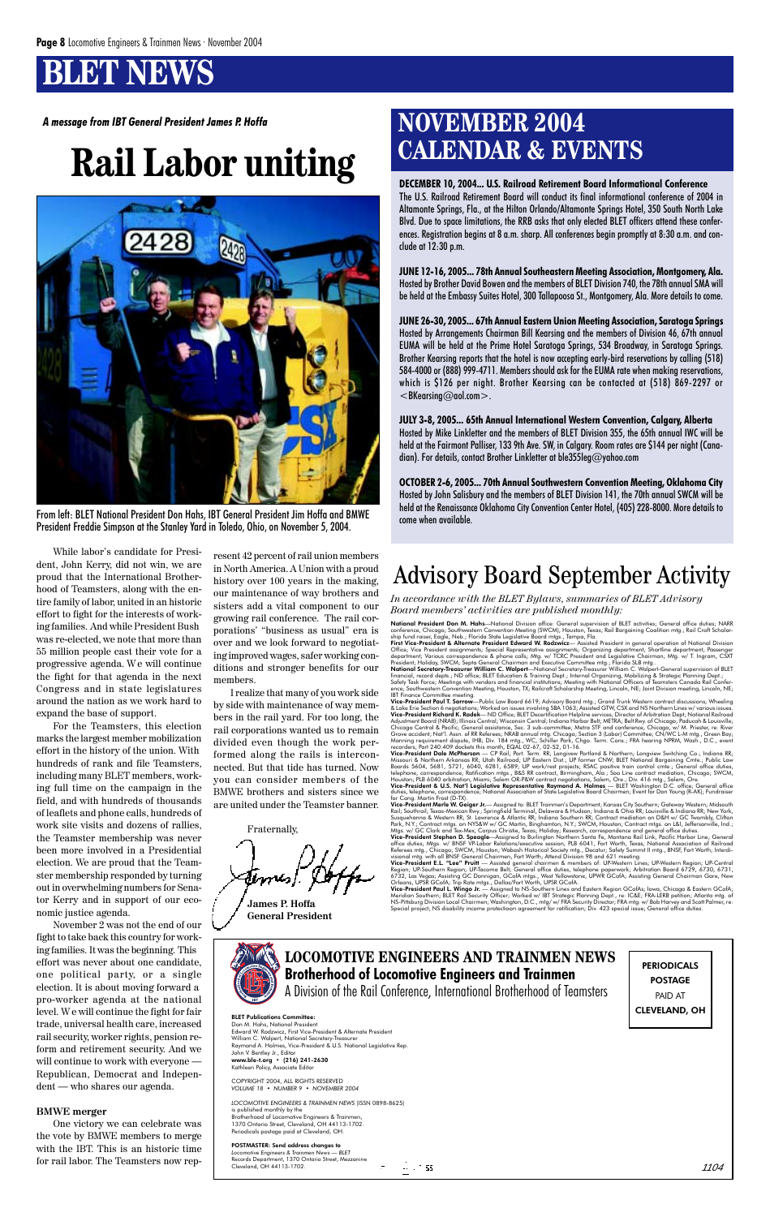# BLET NEWS

*A message from IBT General President James P. Hoffa*

# Rail Labor uniting

From left: BLET National President Don Hahs, IBT General President Jim Hoffa and BMWE President Freddie Simpson at the Stanley Yard in Toledo, Ohio, on November 5, 2004.

While labor's candidate for President, John Kerry, did not win, we are proud that the International Brotherhood of Teamsters, along with the entire family of labor, united in an historic effort to fight for the interests of working families. And while President Bush was re-elected, we note that more than 55 million people cast their vote for a progressive agenda. We will continue the fight for that agenda in the next Congress and in state legislatures around the nation as we work hard to expand the base of support.

For the Teamsters, this election marks the largest member mobilization effort in the history of the union. With hundreds of rank and file Teamsters, including many BLET members, working full time on the campaign in the field, and with hundreds of thousands of leaflets and phone calls, hundreds of work site visits and dozens of rallies, the Teamster membership was never been more involved in a Presidential election. We are proud that the Teamster membership responded by turning out in overwhelming numbers for Senator Kerry and in support of our economic justice agenda.

November 2 was not the end of our fight to take back this country for working families. It was the beginning. This effort was never about one candidate, one political party, or a single election. It is about moving forward a pro-worker agenda at the national level. We will continue the fight for fair trade, universal health care, increased rail security, worker rights, pension reform and retirement security. And we will continue to work with everyone — Republican, Democrat and Independent — who shares our agenda.

### BMWE merger

One victory we can celebrate was the vote by BMWE members to merge with the IBT. This is an historic time for rail labor. The Teamsters now represent 42 percent of rail union members in North America. A Union with a proud history over 100 years in the making, our maintenance of way brothers and sisters add a vital component to our growing rail conference. The rail corporations' "business as usual" era is over and we look forward to negotiating improved wages, safer working conditions and stronger benefits for our members.

I realize that many of you work side by side with maintenance of way members in the rail yard. For too long, the rail corporations wanted us to remain divided even though the work performed along the rails is interconnected. But that tide has turned. Now you can consider members of the BMWE brothers and sisters since we are united under the Teamster banner.

Fraternally,

**James P. Hoffa**
**General President**

# NOVEMBER 2004 CALENDAR & EVENTS

**DECEMBER 10, 2004... U.S. Railroad Retirement Board Informational Conference**
The U.S. Railroad Retirement Board will conduct its final informational conference of 2004 in Altamonte Springs, Fla., at the Hilton Orlando/Altamonte Springs Hotel, 350 South North Lake Blvd. Due to space limitations, the RRB asks that only elected BLET officers attend these conferences. Registration begins at 8 a.m. sharp. All conferences begin promptly at 8:30 a.m. and conclude at 12:30 p.m.

**JUNE 12-16, 2005... 78th Annual Southeastern Meeting Association, Montgomery, Ala.**
Hosted by Brother David Bowen and the members of BLET Division 740, the 78th annual SMA will be held at the Embassy Suites Hotel, 300 Tallapoosa St., Montgomery, Ala. More details to come.

**JUNE 26-30, 2005... 67th Annual Eastern Union Meeting Association, Saratoga Springs**
Hosted by Arrangements Chairman Bill Kearsing and the members of Division 46, 67th annual EUMA will be held at the Prime Hotel Saratoga Springs, 534 Broadway, in Saratoga Springs. Brother Kearsing reports that the hotel is now accepting early-bird reservations by calling (518) 584-4000 or (888) 999-4711. Members should ask for the EUMA rate when making reservations, which is $126 per night. Brother Kearsing can be contacted at (518) 869-2297 or <BKearsing@aol.com>.

**JULY 3-8, 2005... 65th Annual International Western Convention, Calgary, Alberta**
Hosted by Mike Linkletter and the members of BLET Division 355, the 65th annual IWC will be held at the Fairmont Palliser, 133 9th Ave. SW, in Calgary. Room rates are $144 per night (Canadian). For details, contact Brother Linkletter at ble355leg@yahoo.com

**OCTOBER 2-6, 2005... 70th Annual Southwestern Convention Meeting, Oklahoma City**
Hosted by John Salisbury and the members of BLET Division 141, the 70th annual SWCM will be held at the Renaissance Oklahoma City Convention Center Hotel, (405) 228-8000. More details to come when available.

# Advisory Board September Activity

*In accordance with the BLET Bylaws, summaries of BLET Advisory Board members' activities are published monthly:*

**National President Don M. Hahs**—National Division office: General supervision of BLET activities; General office duties; NARR conference, Chicago; Southwestern Convention Meeting (SWCM), Houston, Texas; Rail Bargaining Coalition mtg.; Rail Craft Scholarship fund raiser, Eagle, Neb.; Florida State Legislative Board mtg., Tampa, Fla.

**First Vice-President & Alternate President Edward W. Rodzwicz**— Assisted President in general operation of National Division Office; Vice President assignments; Special Representative assignments; Organizing department; Shortline department, Passenger department; Various correspondence & phone calls; Mtg. w/ TCRC President and Legislative Chairman; Mtg. w/ T. Ingram, CSXT President; Holiday, SWCM; Septa General Chairman and Executive Committee mtg.; Florida SLB mtg..

**National Secretary-Treasurer William C. Walpert**—National Secretary-Treasurer William C. Walpert-General supervision of BLET financial, record depts.; ND office; BLET Education & Training Dept.; Internal Organizing, Mobilizing & Strategic Planning Dept.; Safety Task Force; Meetings with vendors and financial institutions; Meeting with National Officers of Teamsters Canada Rail Conference; Southwestern Convention Meeting, Houston, TX; Railcraft Scholarship Meeting, Lincoln, NE; Joint Division meeting, Lincoln, NE; IBT Finance Committee meeting.

**Vice-President Paul T. Sorrow**—Public Law Board 6619; Advisory Board mtg.; Grand Trunk Western contract discussions; Wheeling & Lake Erie Section 6 negotiations; Worked on issues involving SBA 1063; Assisted GTW, CSX and NS Northern Lines w/ various issues.

**Vice-President Richard K. Radek**— ND Office; BLET Decertification Helpline services; Director of Arbitration Dept; National Railroad Adjustment Board (NRAB); Illinois Central; Wisconsin Central; Indiana Harbor Belt; METRA; Belt Rwy. of Chicago; Paducah & Louisville; Chicago Central & Pacific; General assistance, Sec. 3 sub-committee; Metra STF and conference, Chicago, w/ M. Priester, re: River Grove accident; Nat'l. Assn. of RR Referees; NRAB annual mtg. Chicago; Section 3 (Labor) Committee; CN/WC L-M mtg., Green Bay; Manning requirement dispute, IHB; Div. 184 mtg., WC, Schiller Park, Chgo. Term. Cons.; FRA hearing NPRM, Wash., D.C., event recorders; Part 240.409 dockets this month; EQAL 02-67, 02-52, 01-16.

**Vice-President Dale McPherson** — CP Rail; Port. Term. RR; Longview Portland & Northern; Longview Switching Co.; Indiana RR; Missouri & Northern Arkansas RR; Utah Railroad; UP Eastern Dist.; UP former CNW; BLET National Bargaining Cmte.; Public Law Boards 5604, 5681, 5721, 6040, 6281, 6589; UP work/rest projects; RSAC positive train control cmte.; General office duties, telephone, correspondence; Ratification mtgs., B&S RR contract, Birmingham, Ala.; Soo Line contract mediation, Chicago; SWCM, Houston; PLB 6040 arbitration, Miami, Salem OR-P&W contract negotiations, Salem, Ore.; Div. 416 mtg., Salem, Ore.

**Vice-President & U.S. Nat'l Legislative Representative Raymond A. Holmes** — BLET Washington D.C. office; General office duties, telephone, correspondence; National Association of State Legislative Board Chairmen; Event for Don Young (R-AK); Fundraiser for Cong. Martin Frost (D-TX).

**Vice-President Merle W. Geiger Jr.**— Assigned to: BLET Trainmen's Department; Kansas City Southern; Gateway Western; Midsouth Rail; Southrail; Texas-Mexican Rwy.; Springfield Terminal, Delaware & Hudson; Indiana & Ohio RR; Louisville & Indiana RR; New York, Susquehanna & Western RR, St. Lawrence & Atlantic RR; Indiana Southern RR; Contract mediation on D&H w/ GC Twombly, Clifton Park, N.Y.; Contract mtgs. on NYS&W w/ GC Martin, Binghamton, N.Y.; SWCM, Houston; Contract mtgs. on L&I, Jeffersonville, Ind.; Mtgs. w/ GC Clark and Tex-Mex, Corpus Christie, Texas; Holiday; Research, correspondence and general office duties.

**Vice-President Stephen D. Speagle**—Assigned to Burlington Northern Santa Fe, Montana Rail Link, Pacific Harbor Line; General office duties; Mtgs. w/ BNSF VP-Labor Relations/executive session, PLB 6041, Fort Worth, Texas; National Association of Railroad Referees mtg., Chicago; SWCM, Houston; Wabash Historical Society mtg., Decatur; Safety Summit II mtg., BNSF, Fort Worth; Interdivisional mtg. with all BNSF General Chairmen, Fort Worth; Attend Division 98 and 621 meeting.

**Vice-President E.L. "Lee" Pruitt** — Assisted general chairmen & members of: UP-Western Lines; UP-Western Region; UP-Central Region; UP-Southern Region; UP-Tacoma Belt; General office duties, telephone paperwork; Arbitration Board 6729, 6730, 6731, 6732, Las Vegas; Assisting GC Donnigan, GCofA mtgs., West Yellowstone, UPWR GCofA; Assisting General Chairman Gore, New Orleans, UPSR GCofA; Trip Rate mtgs., Dallas/Fort Worth, UPSR GCofA.

**Vice-President Paul L. Wingo Jr.** — Assigned to NS-Southern Lines and Eastern Region GCofAs; Iowa, Chicago & Eastern GCofA; Meridian Southern; BLET Rail Security Officer; Worked w/ IBT Strategic Planning Dept., re: IC&E; FRA-LERB petition; Atlanta mtg. of NS-Pittsburg Division Local Chairmen, Washington, D.C., mtg/ w/ FRA Security Director; FRA mtg. w/ Bob Harvey and Scott Palmer, re: Special project; NS disability income protection agreement for ratification; Div. 423 special issue; General office duties.

## LOCOMOTIVE ENGINEERS AND TRAINMEN NEWS
**Brotherhood of Locomotive Engineers and Trainmen**
A Division of the Rail Conference, International Brotherhood of Teamsters

**BLET Publications Committee:**
Don M. Hahs, National President
Edward W. Rodzwicz, First Vice-President & Alternate President
William C. Walpert, National Secretary-Treasurer
Raymond A. Holmes, Vice-President & U.S. National Legislative Rep.
John V. Bentley Jr., Editor
**www.ble-t.org • (216) 241-2630**
Kathleen Policy, Associate Editor

COPYRIGHT 2004, ALL RIGHTS RESERVED
*VOLUME 18 • NUMBER 9 • NOVEMBER 2004*

*LOCOMOTIVE ENGINEERS & TRAINMEN NEWS* (ISSN 0898-8625) is published monthly by the Brotherhood of Locomotive Engineers & Trainmen, 1370 Ontario Street, Cleveland, OH 44113-1702. Periodicals postage paid at Cleveland, OH.

**POSTMASTER: Send address changes to** *Locomotive Engineers & Trainmen News* — BLET Records Department, 1370 Ontario Street, Mezzanine Cleveland, OH 44113-1702.

**PERIODICALS POSTAGE** PAID AT **CLEVELAND, OH**